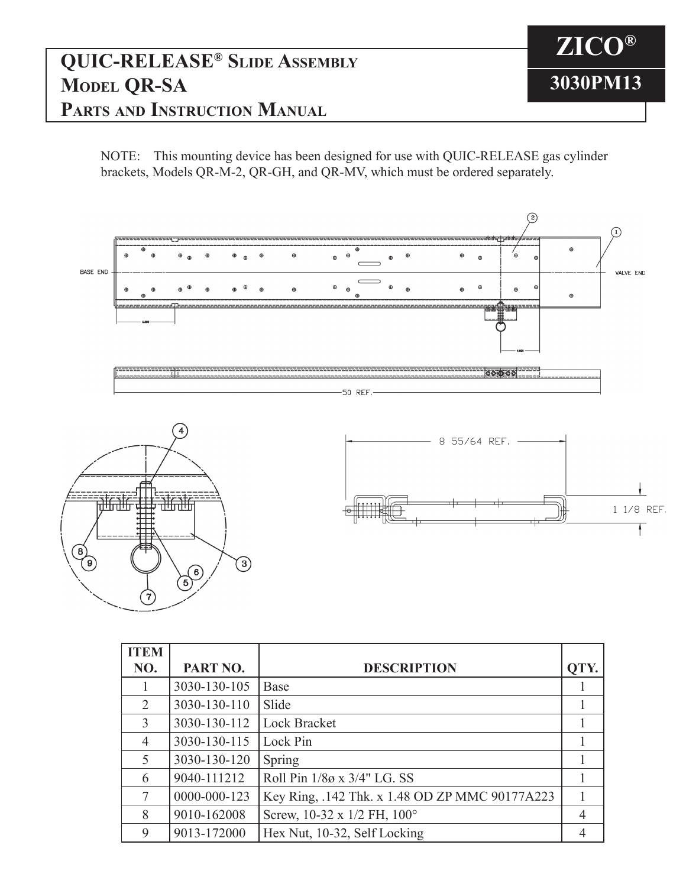# QUIC-RELEASE® Slide Assembly Model QR-SA Parts and Instruction Manual

**ZICO®**

**3030PM13**

NOTE: This mounting device has been designed for use with QUIC-RELEASE gas cylinder brackets, Models QR-M-2, QR-GH, and QR-MV, which must be ordered separately.

| ITEM NO. | PART NO. | DESCRIPTION | QTY. |
|---|---|---|---|
| 1 | 3030-130-105 | Base | 1 |
| 2 | 3030-130-110 | Slide | 1 |
| 3 | 3030-130-112 | Lock Bracket | 1 |
| 4 | 3030-130-115 | Lock Pin | 1 |
| 5 | 3030-130-120 | Spring | 1 |
| 6 | 9040-111212 | Roll Pin 1/8ø x 3/4" LG. SS | 1 |
| 7 | 0000-000-123 | Key Ring, .142 Thk. x 1.48 OD ZP MMC 90177A223 | 1 |
| 8 | 9010-162008 | Screw, 10-32 x 1/2 FH, 100° | 4 |
| 9 | 9013-172000 | Hex Nut, 10-32, Self Locking | 4 |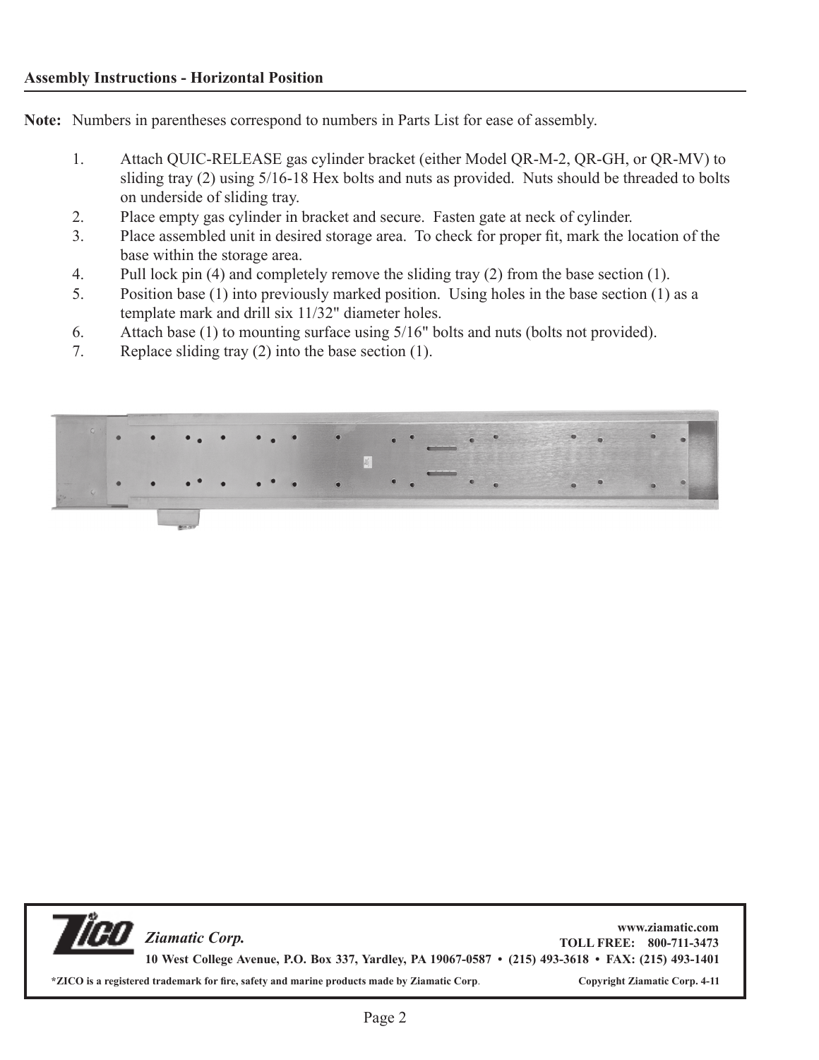## Assembly Instructions - Horizontal Position

**Note:** Numbers in parentheses correspond to numbers in Parts List for ease of assembly.

1. Attach QUIC-RELEASE gas cylinder bracket (either Model QR-M-2, QR-GH, or QR-MV) to sliding tray (2) using 5/16-18 Hex bolts and nuts as provided. Nuts should be threaded to bolts on underside of sliding tray.
2. Place empty gas cylinder in bracket and secure. Fasten gate at neck of cylinder.
3. Place assembled unit in desired storage area. To check for proper fit, mark the location of the base within the storage area.
4. Pull lock pin (4) and completely remove the sliding tray (2) from the base section (1).
5. Position base (1) into previously marked position. Using holes in the base section (1) as a template mark and drill six 11/32" diameter holes.
6. Attach base (1) to mounting surface using 5/16" bolts and nuts (bolts not provided).
7. Replace sliding tray (2) into the base section (1).

**ZICO** *Ziamatic Corp.*

**www.ziamatic.com**
**TOLL FREE: 800-711-3473**
**10 West College Avenue, P.O. Box 337, Yardley, PA 19067-0587 • (215) 493-3618 • FAX: (215) 493-1401**

**\*ZICO is a registered trademark for fire, safety and marine products made by Ziamatic Corp.** **Copyright Ziamatic Corp. 4-11**